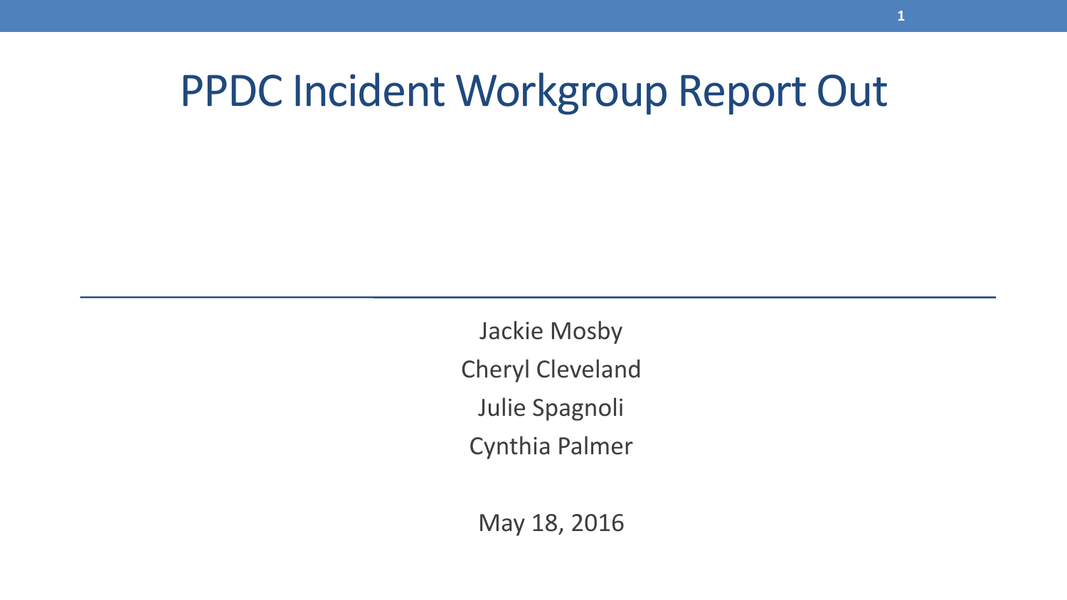# PPDC Incident Workgroup Report Out

Jackie Mosby

Cheryl Cleveland

Julie Spagnoli

Cynthia Palmer

May 18, 2016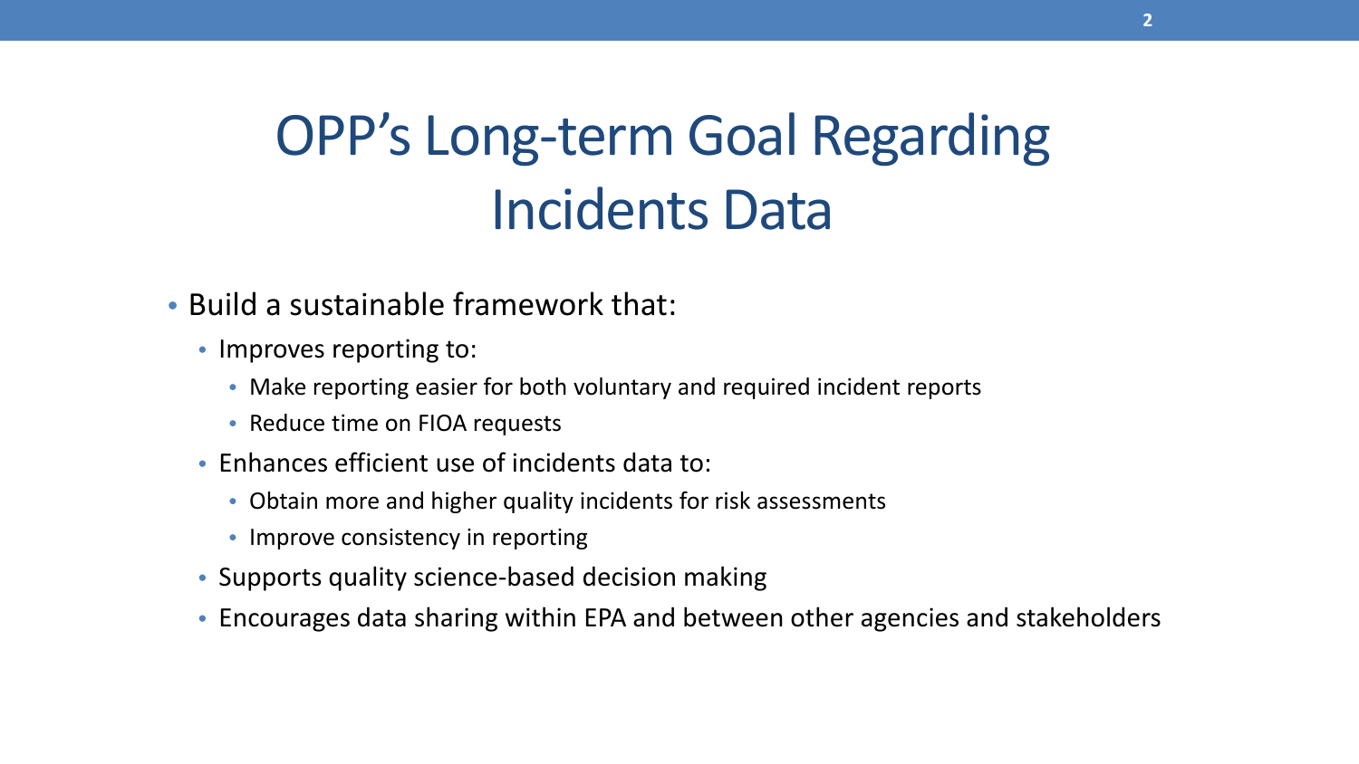# OPP's Long-term Goal Regarding Incidents Data

- Build a sustainable framework that:
  - Improves reporting to:
    - Make reporting easier for both voluntary and required incident reports
    - Reduce time on FIOA requests
  - Enhances efficient use of incidents data to:
    - Obtain more and higher quality incidents for risk assessments
    - Improve consistency in reporting
  - Supports quality science-based decision making
  - Encourages data sharing within EPA and between other agencies and stakeholders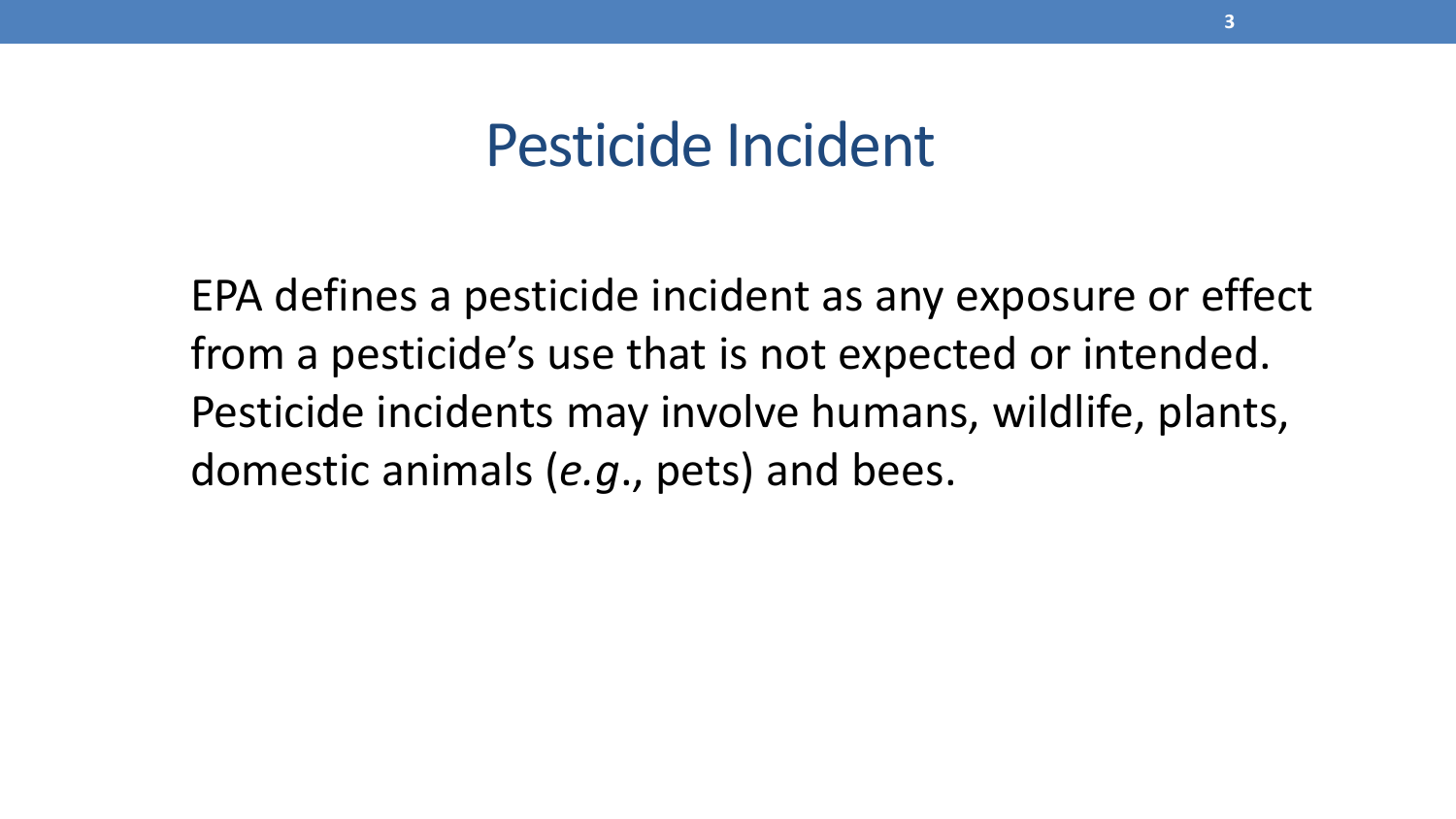# Pesticide Incident

EPA defines a pesticide incident as any exposure or effect from a pesticide's use that is not expected or intended. Pesticide incidents may involve humans, wildlife, plants, domestic animals (*e.g*., pets) and bees.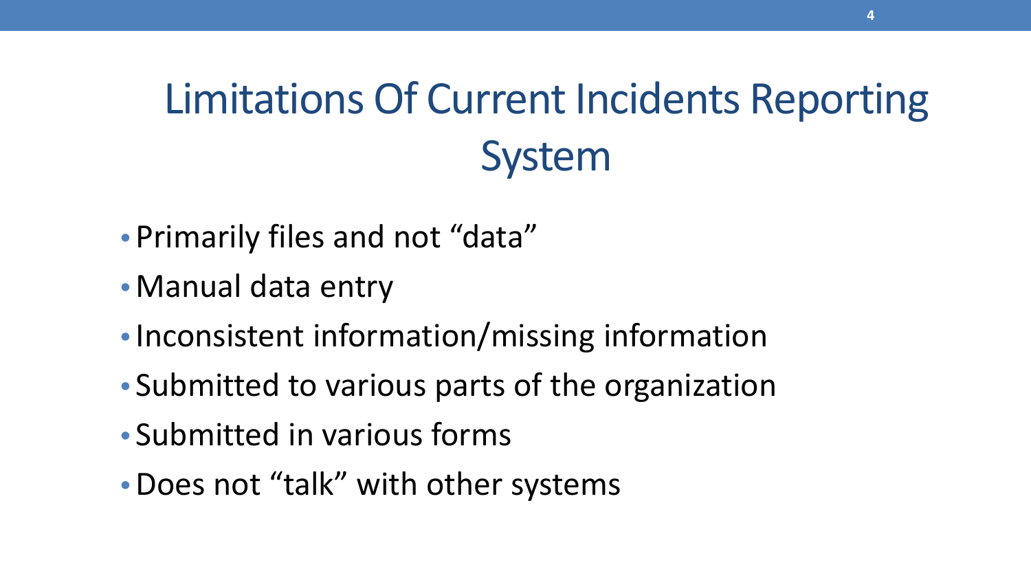# Limitations Of Current Incidents Reporting System

- Primarily files and not "data"
- Manual data entry
- Inconsistent information/missing information
- Submitted to various parts of the organization
- Submitted in various forms
- Does not "talk" with other systems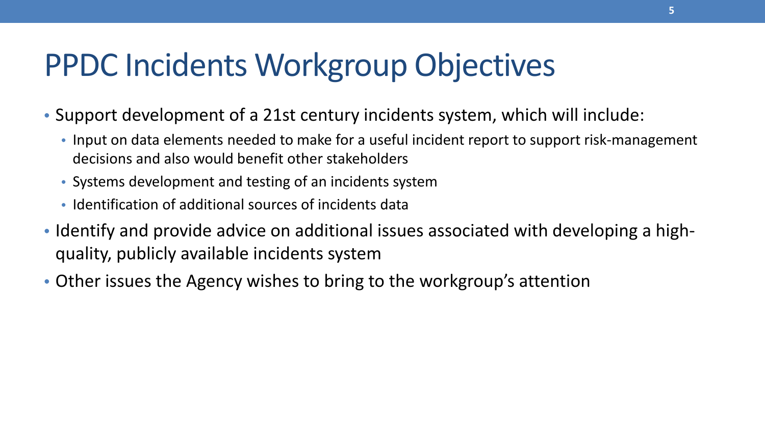# PPDC Incidents Workgroup Objectives

- Support development of a 21st century incidents system, which will include:
  - Input on data elements needed to make for a useful incident report to support risk-management decisions and also would benefit other stakeholders
  - Systems development and testing of an incidents system
  - Identification of additional sources of incidents data
- Identify and provide advice on additional issues associated with developing a high-quality, publicly available incidents system
- Other issues the Agency wishes to bring to the workgroup's attention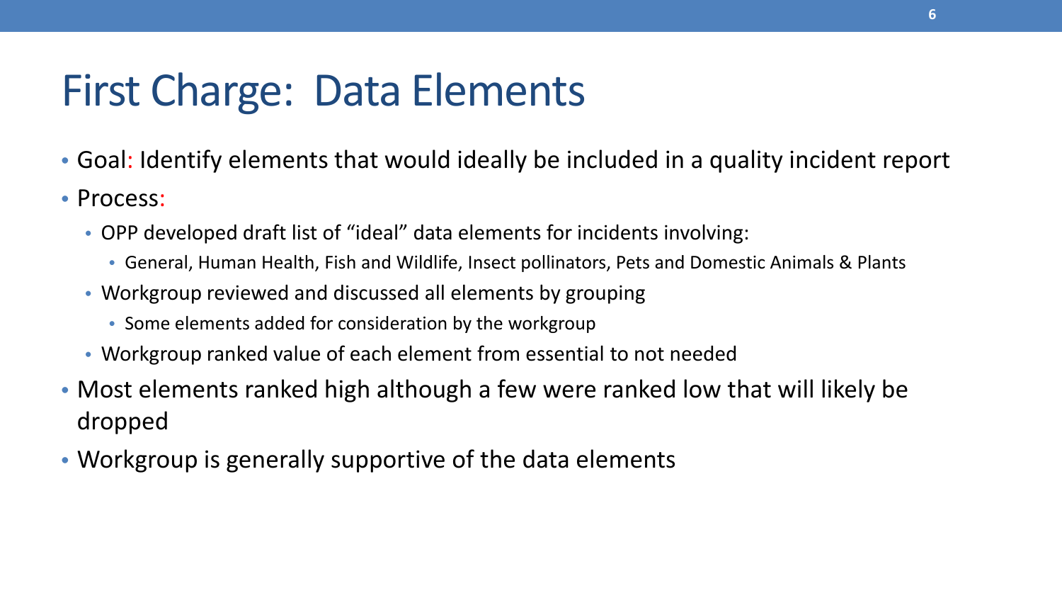# First Charge: Data Elements

- Goal: Identify elements that would ideally be included in a quality incident report
- Process:
  - OPP developed draft list of "ideal" data elements for incidents involving:
    - General, Human Health, Fish and Wildlife, Insect pollinators, Pets and Domestic Animals & Plants
  - Workgroup reviewed and discussed all elements by grouping
    - Some elements added for consideration by the workgroup
  - Workgroup ranked value of each element from essential to not needed
- Most elements ranked high although a few were ranked low that will likely be dropped
- Workgroup is generally supportive of the data elements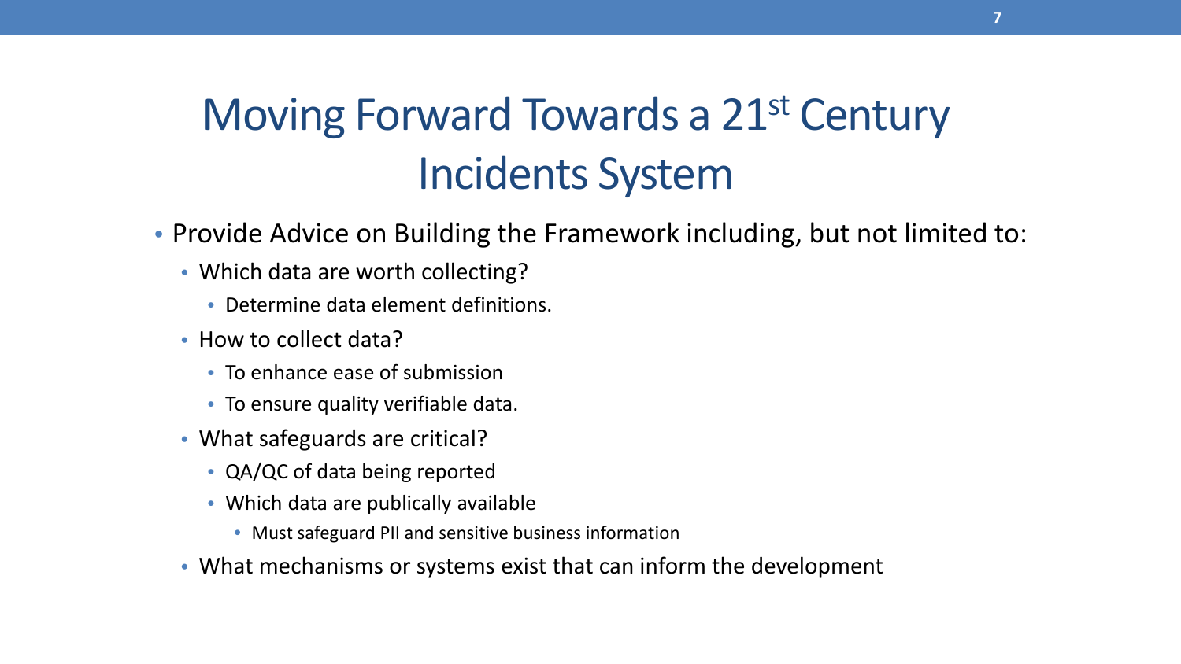# Moving Forward Towards a 21st Century Incidents System

- Provide Advice on Building the Framework including, but not limited to:
  - Which data are worth collecting?
    - Determine data element definitions.
  - How to collect data?
    - To enhance ease of submission
    - To ensure quality verifiable data.
  - What safeguards are critical?
    - QA/QC of data being reported
    - Which data are publically available
      - Must safeguard PII and sensitive business information
  - What mechanisms or systems exist that can inform the development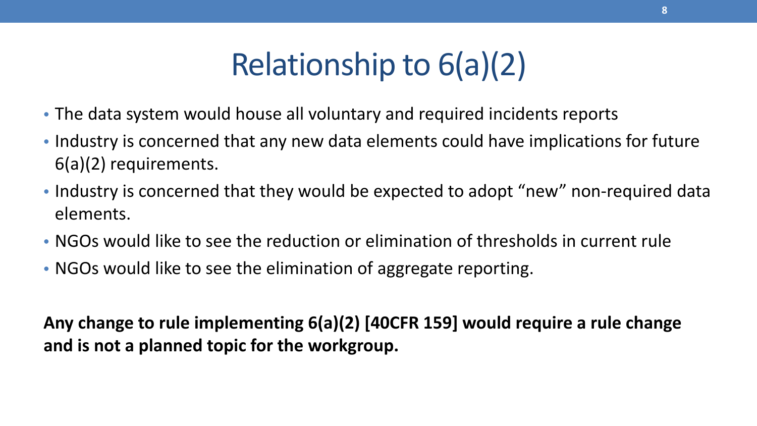# Relationship to 6(a)(2)

- The data system would house all voluntary and required incidents reports
- Industry is concerned that any new data elements could have implications for future 6(a)(2) requirements.
- Industry is concerned that they would be expected to adopt “new” non-required data elements.
- NGOs would like to see the reduction or elimination of thresholds in current rule
- NGOs would like to see the elimination of aggregate reporting.

**Any change to rule implementing 6(a)(2) [40CFR 159] would require a rule change and is not a planned topic for the workgroup.**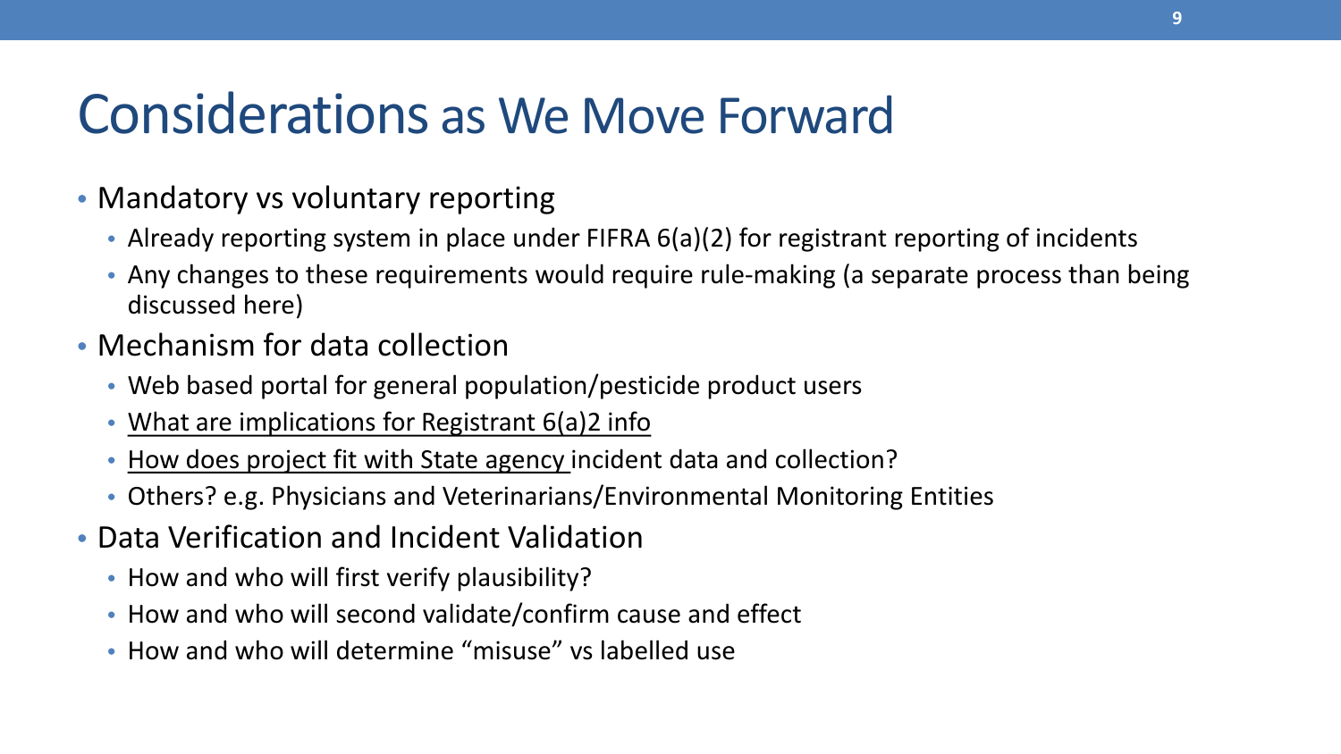# Considerations as We Move Forward

- Mandatory vs voluntary reporting
  - Already reporting system in place under FIFRA 6(a)(2) for registrant reporting of incidents
  - Any changes to these requirements would require rule-making (a separate process than being discussed here)
- Mechanism for data collection
  - Web based portal for general population/pesticide product users
  - <u>What are implications for Registrant 6(a)2 info</u>
  - <u>How does project fit with State agency</u> incident data and collection?
  - Others? e.g. Physicians and Veterinarians/Environmental Monitoring Entities
- Data Verification and Incident Validation
  - How and who will first verify plausibility?
  - How and who will second validate/confirm cause and effect
  - How and who will determine "misuse" vs labelled use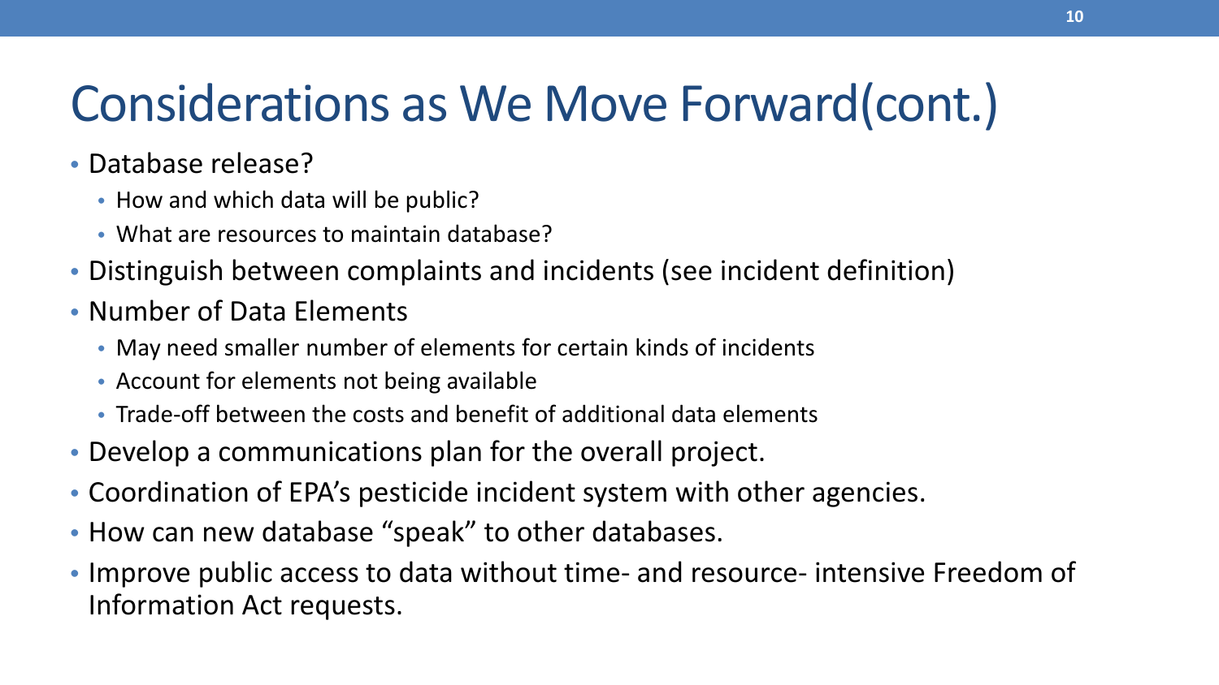# Considerations as We Move Forward(cont.)

- Database release?
  - How and which data will be public?
  - What are resources to maintain database?
- Distinguish between complaints and incidents (see incident definition)
- Number of Data Elements
  - May need smaller number of elements for certain kinds of incidents
  - Account for elements not being available
  - Trade-off between the costs and benefit of additional data elements
- Develop a communications plan for the overall project.
- Coordination of EPA's pesticide incident system with other agencies.
- How can new database "speak" to other databases.
- Improve public access to data without time- and resource- intensive Freedom of Information Act requests.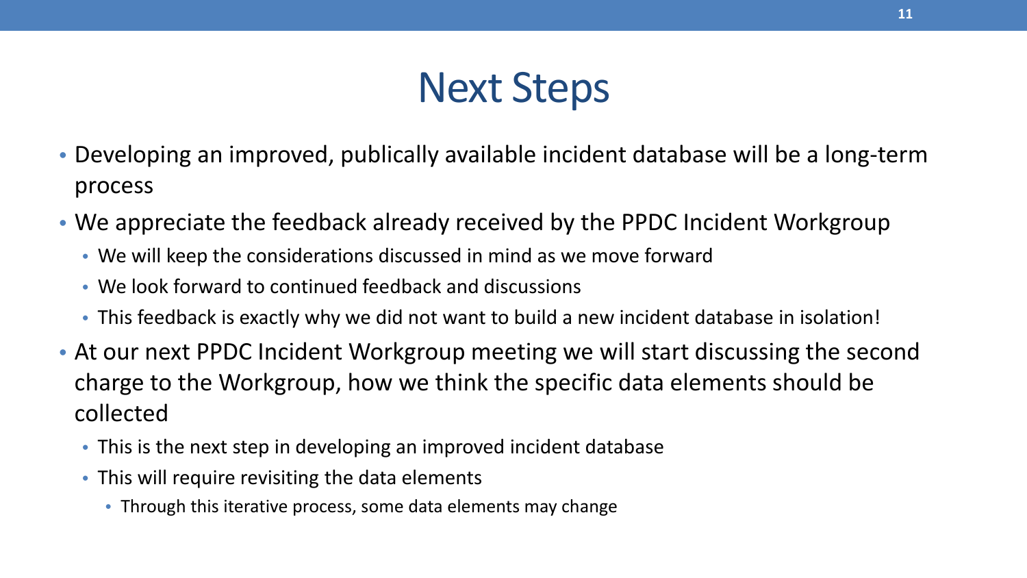# Next Steps

- Developing an improved, publically available incident database will be a long-term process
- We appreciate the feedback already received by the PPDC Incident Workgroup
  - We will keep the considerations discussed in mind as we move forward
  - We look forward to continued feedback and discussions
  - This feedback is exactly why we did not want to build a new incident database in isolation!
- At our next PPDC Incident Workgroup meeting we will start discussing the second charge to the Workgroup, how we think the specific data elements should be collected
  - This is the next step in developing an improved incident database
  - This will require revisiting the data elements
    - Through this iterative process, some data elements may change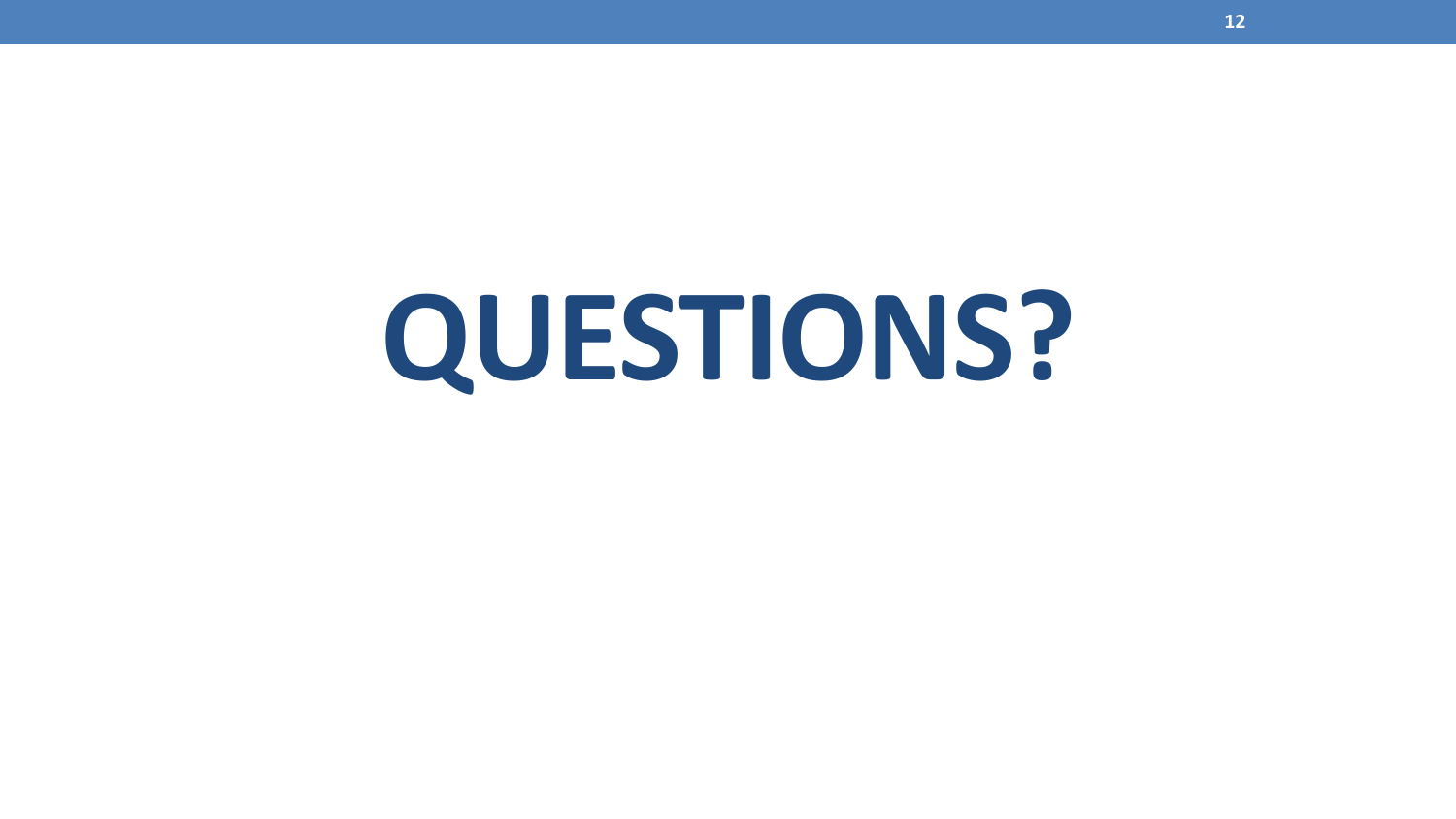# QUESTIONS?